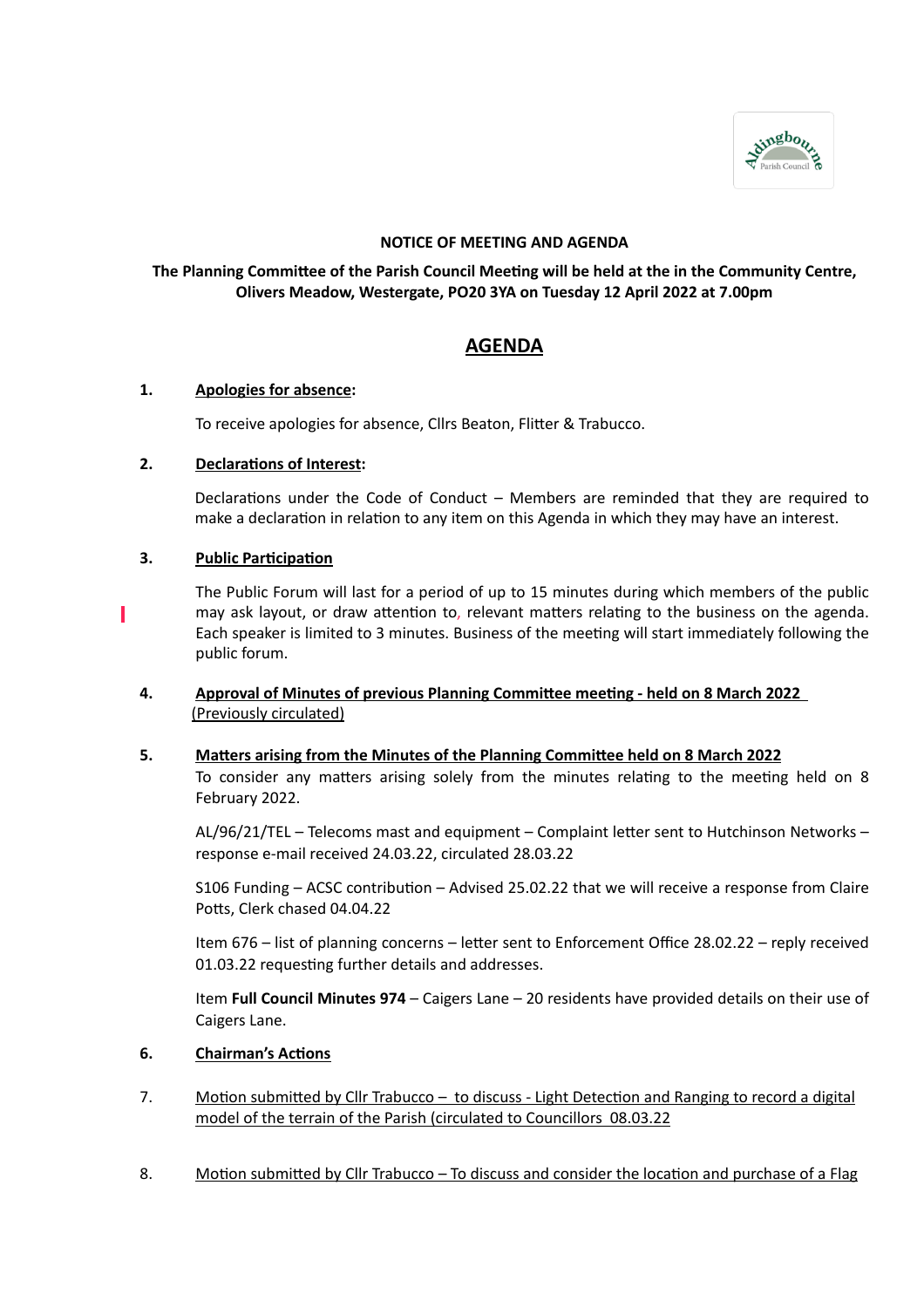**NOTICE OF MEETING AND AGENDA**

**The Planning Committee of the Parish Council Meeting will be held at the in the Community Centre, Olivers Meadow, Westergate, PO20 3YA on Tuesday 12 April 2022 at 7.00pm**

# AGENDA

**1. Apologies for absence:**

To receive apologies for absence, Cllrs Beaton, Flitter & Trabucco.

**2. Declarations of Interest:**

Declarations under the Code of Conduct – Members are reminded that they are required to make a declaration in relation to any item on this Agenda in which they may have an interest.

**3. Public Participation**

The Public Forum will last for a period of up to 15 minutes during which members of the public may ask layout, or draw attention to, relevant matters relating to the business on the agenda. Each speaker is limited to 3 minutes. Business of the meeting will start immediately following the public forum.

**4. Approval of Minutes of previous Planning Committee meeting - held on 8 March 2022 (Previously circulated)**

**5. Matters arising from the Minutes of the Planning Committee held on 8 March 2022**

To consider any matters arising solely from the minutes relating to the meeting held on 8 February 2022.

AL/96/21/TEL – Telecoms mast and equipment – Complaint letter sent to Hutchinson Networks – response e-mail received 24.03.22, circulated 28.03.22

S106 Funding – ACSC contribution – Advised 25.02.22 that we will receive a response from Claire Potts, Clerk chased 04.04.22

Item 676 – list of planning concerns – letter sent to Enforcement Office 28.02.22 – reply received 01.03.22 requesting further details and addresses.

Item **Full Council Minutes 974** – Caigers Lane – 20 residents have provided details on their use of Caigers Lane.

**6. Chairman's Actions**

7. Motion submitted by Cllr Trabucco – to discuss - Light Detection and Ranging to record a digital model of the terrain of the Parish (circulated to Councillors 08.03.22

8. Motion submitted by Cllr Trabucco – To discuss and consider the location and purchase of a Flag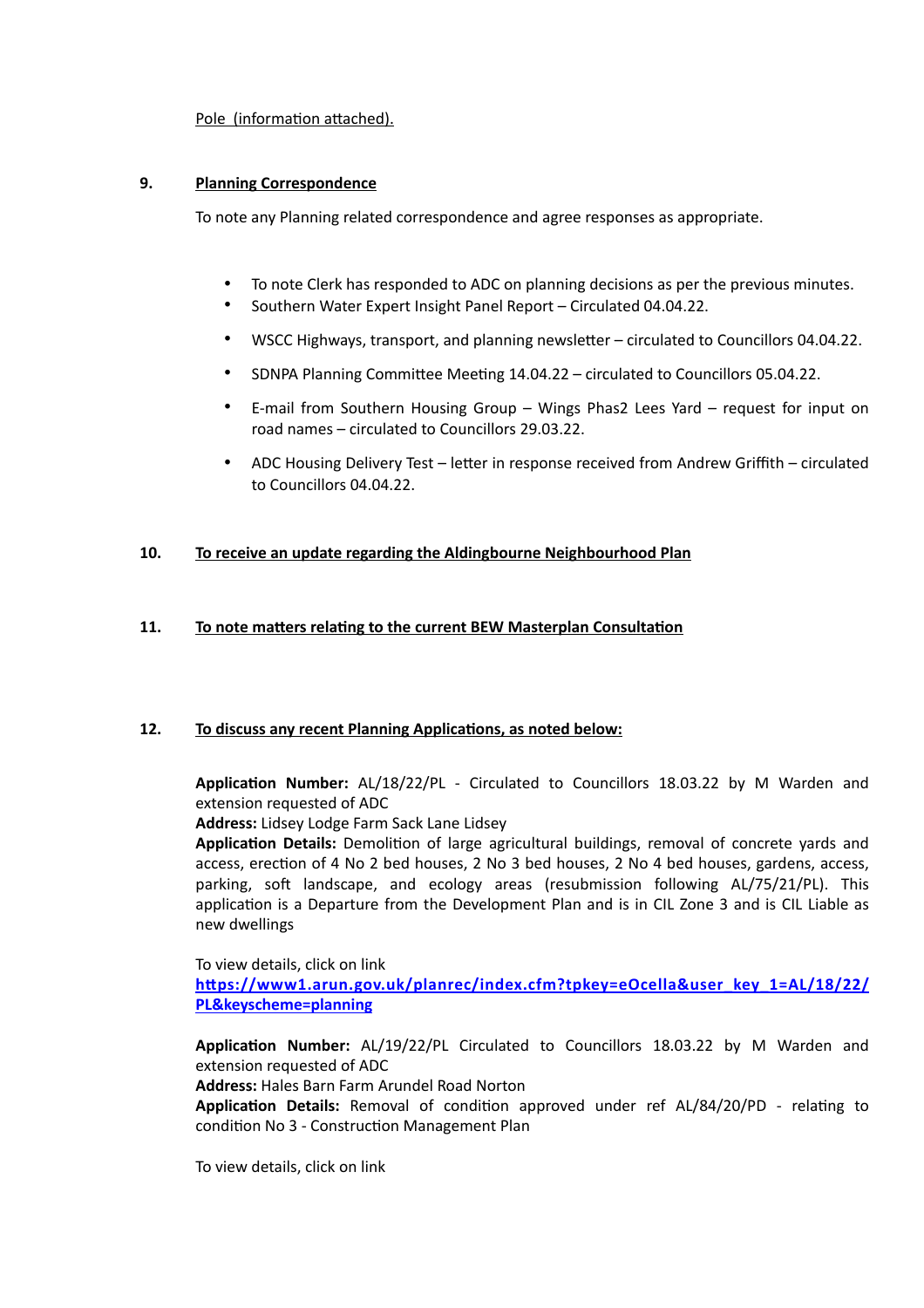Pole (information attached).

**9. Planning Correspondence**

To note any Planning related correspondence and agree responses as appropriate.

- To note Clerk has responded to ADC on planning decisions as per the previous minutes.
- Southern Water Expert Insight Panel Report – Circulated 04.04.22.
- WSCC Highways, transport, and planning newsletter – circulated to Councillors 04.04.22.
- SDNPA Planning Committee Meeting 14.04.22 – circulated to Councillors 05.04.22.
- E-mail from Southern Housing Group – Wings Phas2 Lees Yard – request for input on road names – circulated to Councillors 29.03.22.
- ADC Housing Delivery Test – letter in response received from Andrew Griffith – circulated to Councillors 04.04.22.

**10. To receive an update regarding the Aldingbourne Neighbourhood Plan**

**11. To note matters relating to the current BEW Masterplan Consultation**

**12. To discuss any recent Planning Applications, as noted below:**

**Application Number:** AL/18/22/PL - Circulated to Councillors 18.03.22 by M Warden and extension requested of ADC
**Address:** Lidsey Lodge Farm Sack Lane Lidsey
**Application Details:** Demolition of large agricultural buildings, removal of concrete yards and access, erection of 4 No 2 bed houses, 2 No 3 bed houses, 2 No 4 bed houses, gardens, access, parking, soft landscape, and ecology areas (resubmission following AL/75/21/PL). This application is a Departure from the Development Plan and is in CIL Zone 3 and is CIL Liable as new dwellings

To view details, click on link
[https://www1.arun.gov.uk/planrec/index.cfm?tpkey=eOcella&user_key_1=AL/18/22/PL&keyscheme=planning](https://www1.arun.gov.uk/planrec/index.cfm?tpkey=eOcella&user_key_1=AL/18/22/PL&keyscheme=planning)

**Application Number:** AL/19/22/PL Circulated to Councillors 18.03.22 by M Warden and extension requested of ADC
**Address:** Hales Barn Farm Arundel Road Norton
**Application Details:** Removal of condition approved under ref AL/84/20/PD - relating to condition No 3 - Construction Management Plan

To view details, click on link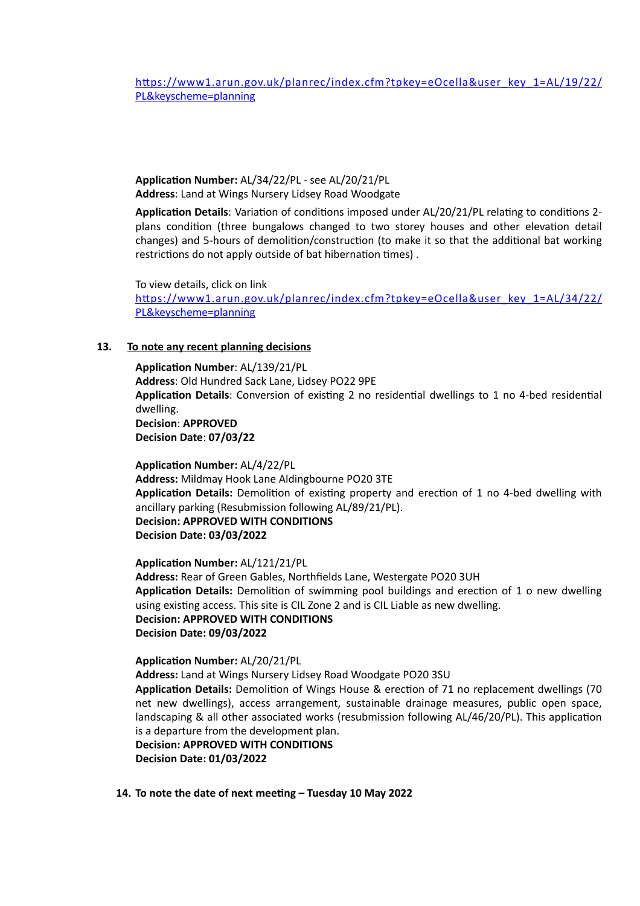https://www1.arun.gov.uk/planrec/index.cfm?tpkey=eOcella&user_key_1=AL/19/22/PL&keyscheme=planning

**Application Number:** AL/34/22/PL - see AL/20/21/PL
**Address**: Land at Wings Nursery Lidsey Road Woodgate

**Application Details**: Variation of conditions imposed under AL/20/21/PL relating to conditions 2-plans condition (three bungalows changed to two storey houses and other elevation detail changes) and 5-hours of demolition/construction (to make it so that the additional bat working restrictions do not apply outside of bat hibernation times) .

To view details, click on link
https://www1.arun.gov.uk/planrec/index.cfm?tpkey=eOcella&user_key_1=AL/34/22/PL&keyscheme=planning

**13. To note any recent planning decisions**

**Application Number**: AL/139/21/PL
**Address**: Old Hundred Sack Lane, Lidsey PO22 9PE
**Application Details**: Conversion of existing 2 no residential dwellings to 1 no 4-bed residential dwelling.
**Decision**: **APPROVED**
**Decision Date**: **07/03/22**

**Application Number:** AL/4/22/PL
**Address:** Mildmay Hook Lane Aldingbourne PO20 3TE
**Application Details:** Demolition of existing property and erection of 1 no 4-bed dwelling with ancillary parking (Resubmission following AL/89/21/PL).
**Decision: APPROVED WITH CONDITIONS**
**Decision Date: 03/03/2022**

**Application Number:** AL/121/21/PL
**Address:** Rear of Green Gables, Northfields Lane, Westergate PO20 3UH
**Application Details:** Demolition of swimming pool buildings and erection of 1 o new dwelling using existing access. This site is CIL Zone 2 and is CIL Liable as new dwelling.
**Decision: APPROVED WITH CONDITIONS**
**Decision Date: 09/03/2022**

**Application Number:** AL/20/21/PL
**Address:** Land at Wings Nursery Lidsey Road Woodgate PO20 3SU
**Application Details:** Demolition of Wings House & erection of 71 no replacement dwellings (70 net new dwellings), access arrangement, sustainable drainage measures, public open space, landscaping & all other associated works (resubmission following AL/46/20/PL). This application is a departure from the development plan.
**Decision: APPROVED WITH CONDITIONS**
**Decision Date: 01/03/2022**

**14. To note the date of next meeting – Tuesday 10 May 2022**